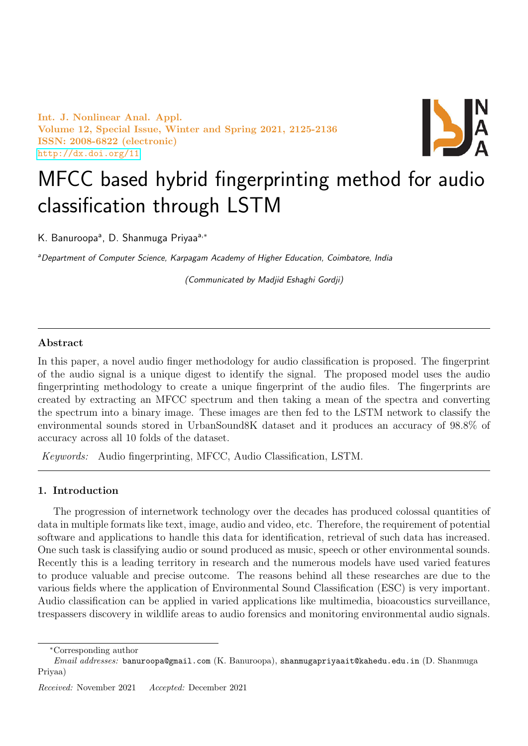# MFCC based hybrid fingerprinting method for audio classification through LSTM

K. Banuroopa[a], D. Shanmuga Priyaa[a,*]

[a]*Department of Computer Science, Karpagam Academy of Higher Education, Coimbatore, India*

*(Communicated by Madjid Eshaghi Gordji)*

---

## Abstract

In this paper, a novel audio finger methodology for audio classification is proposed. The fingerprint of the audio signal is a unique digest to identify the signal. The proposed model uses the audio fingerprinting methodology to create a unique fingerprint of the audio files. The fingerprints are created by extracting an MFCC spectrum and then taking a mean of the spectra and converting the spectrum into a binary image. These images are then fed to the LSTM network to classify the environmental sounds stored in UrbanSound8K dataset and it produces an accuracy of 98.8% of accuracy across all 10 folds of the dataset.

*Keywords:* Audio fingerprinting, MFCC, Audio Classification, LSTM.

---

## 1. Introduction

The progression of internetwork technology over the decades has produced colossal quantities of data in multiple formats like text, image, audio and video, etc. Therefore, the requirement of potential software and applications to handle this data for identification, retrieval of such data has increased. One such task is classifying audio or sound produced as music, speech or other environmental sounds. Recently this is a leading territory in research and the numerous models have used varied features to produce valuable and precise outcome. The reasons behind all these researches are due to the various fields where the application of Environmental Sound Classification (ESC) is very important. Audio classification can be applied in varied applications like multimedia, bioacoustics surveillance, trespassers discovery in wildlife areas to audio forensics and monitoring environmental audio signals.

---

*Corresponding author

*Email addresses:* banuroopa@gmail.com (K. Banuroopa), shanmugapriyaait@kahedu.edu.in (D. Shanmuga Priyaa)

*Received:* November 2021 *Accepted:* December 2021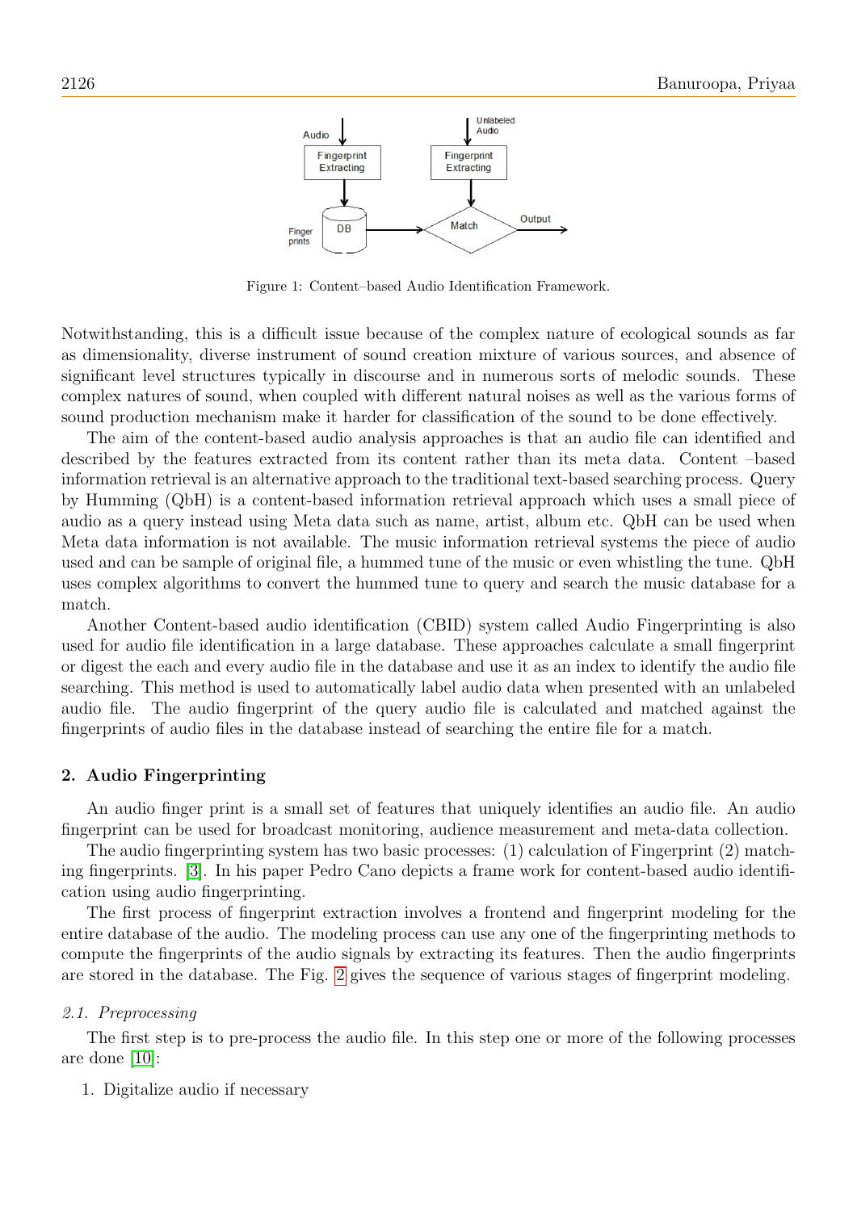Figure 1: Content–based Audio Identification Framework.

Notwithstanding, this is a difficult issue because of the complex nature of ecological sounds as far as dimensionality, diverse instrument of sound creation mixture of various sources, and absence of significant level structures typically in discourse and in numerous sorts of melodic sounds. These complex natures of sound, when coupled with different natural noises as well as the various forms of sound production mechanism make it harder for classification of the sound to be done effectively.

The aim of the content-based audio analysis approaches is that an audio file can identified and described by the features extracted from its content rather than its meta data. Content –based information retrieval is an alternative approach to the traditional text-based searching process. Query by Humming (QbH) is a content-based information retrieval approach which uses a small piece of audio as a query instead using Meta data such as name, artist, album etc. QbH can be used when Meta data information is not available. The music information retrieval systems the piece of audio used and can be sample of original file, a hummed tune of the music or even whistling the tune. QbH uses complex algorithms to convert the hummed tune to query and search the music database for a match.

Another Content-based audio identification (CBID) system called Audio Fingerprinting is also used for audio file identification in a large database. These approaches calculate a small fingerprint or digest the each and every audio file in the database and use it as an index to identify the audio file searching. This method is used to automatically label audio data when presented with an unlabeled audio file. The audio fingerprint of the query audio file is calculated and matched against the fingerprints of audio files in the database instead of searching the entire file for a match.

## 2. Audio Fingerprinting

An audio finger print is a small set of features that uniquely identifies an audio file. An audio fingerprint can be used for broadcast monitoring, audience measurement and meta-data collection.

The audio fingerprinting system has two basic processes: (1) calculation of Fingerprint (2) matching fingerprints. [3]. In his paper Pedro Cano depicts a frame work for content-based audio identification using audio fingerprinting.

The first process of fingerprint extraction involves a frontend and fingerprint modeling for the entire database of the audio. The modeling process can use any one of the fingerprinting methods to compute the fingerprints of the audio signals by extracting its features. Then the audio fingerprints are stored in the database. The Fig. 2 gives the sequence of various stages of fingerprint modeling.

### *2.1. Preprocessing*

The first step is to pre-process the audio file. In this step one or more of the following processes are done [10]:

1. Digitalize audio if necessary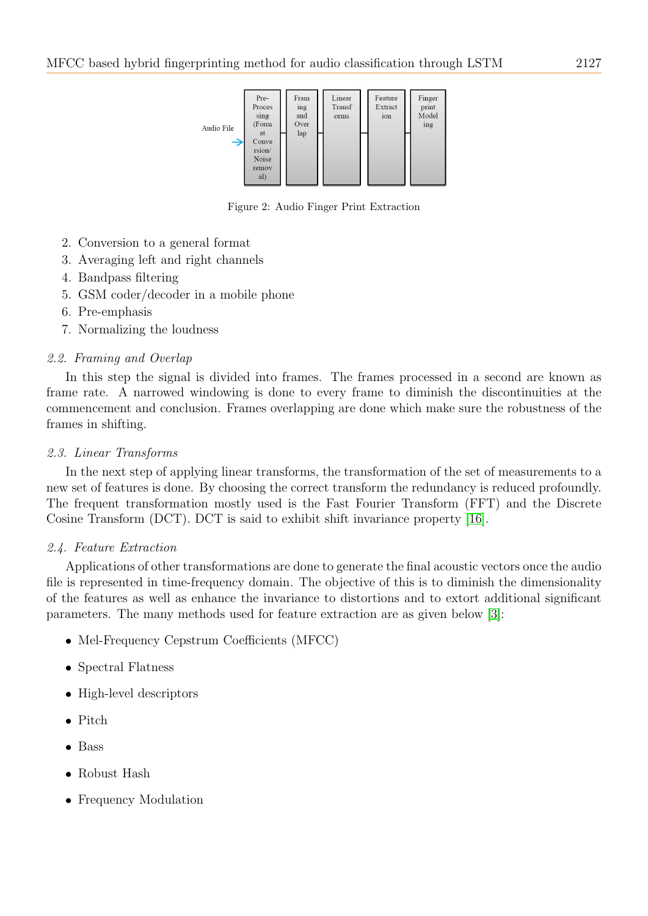Audio File → Pre-Processing (Format Conversion/ Noise removal) → Framing and Overlap → Linear Transforms → Feature Extraction → Finger print Modeling

Figure 2: Audio Finger Print Extraction

2. Conversion to a general format
3. Averaging left and right channels
4. Bandpass filtering
5. GSM coder/decoder in a mobile phone
6. Pre-emphasis
7. Normalizing the loudness

### *2.2. Framing and Overlap*

In this step the signal is divided into frames. The frames processed in a second are known as frame rate. A narrowed windowing is done to every frame to diminish the discontinuities at the commencement and conclusion. Frames overlapping are done which make sure the robustness of the frames in shifting.

### *2.3. Linear Transforms*

In the next step of applying linear transforms, the transformation of the set of measurements to a new set of features is done. By choosing the correct transform the redundancy is reduced profoundly. The frequent transformation mostly used is the Fast Fourier Transform (FFT) and the Discrete Cosine Transform (DCT). DCT is said to exhibit shift invariance property [16].

### *2.4. Feature Extraction*

Applications of other transformations are done to generate the final acoustic vectors once the audio file is represented in time-frequency domain. The objective of this is to diminish the dimensionality of the features as well as enhance the invariance to distortions and to extort additional significant parameters. The many methods used for feature extraction are as given below [3]:

- Mel-Frequency Cepstrum Coefficients (MFCC)
- Spectral Flatness
- High-level descriptors
- Pitch
- Bass
- Robust Hash
- Frequency Modulation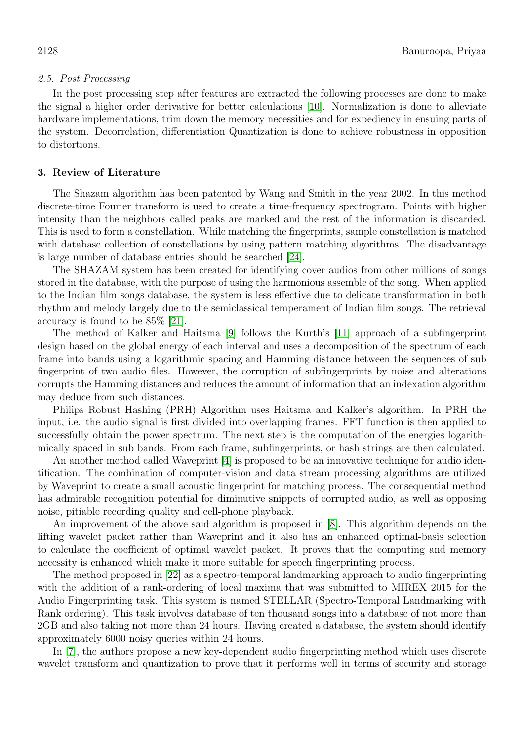### *2.5. Post Processing*

In the post processing step after features are extracted the following processes are done to make the signal a higher order derivative for better calculations [10]. Normalization is done to alleviate hardware implementations, trim down the memory necessities and for expediency in ensuing parts of the system. Decorrelation, differentiation Quantization is done to achieve robustness in opposition to distortions.

## 3. Review of Literature

The Shazam algorithm has been patented by Wang and Smith in the year 2002. In this method discrete-time Fourier transform is used to create a time-frequency spectrogram. Points with higher intensity than the neighbors called peaks are marked and the rest of the information is discarded. This is used to form a constellation. While matching the fingerprints, sample constellation is matched with database collection of constellations by using pattern matching algorithms. The disadvantage is large number of database entries should be searched [24].

The SHAZAM system has been created for identifying cover audios from other millions of songs stored in the database, with the purpose of using the harmonious assemble of the song. When applied to the Indian film songs database, the system is less effective due to delicate transformation in both rhythm and melody largely due to the semiclassical temperament of Indian film songs. The retrieval accuracy is found to be 85% [21].

The method of Kalker and Haitsma [9] follows the Kurth's [11] approach of a subfingerprint design based on the global energy of each interval and uses a decomposition of the spectrum of each frame into bands using a logarithmic spacing and Hamming distance between the sequences of sub fingerprint of two audio files. However, the corruption of subfingerprints by noise and alterations corrupts the Hamming distances and reduces the amount of information that an indexation algorithm may deduce from such distances.

Philips Robust Hashing (PRH) Algorithm uses Haitsma and Kalker's algorithm. In PRH the input, i.e. the audio signal is first divided into overlapping frames. FFT function is then applied to successfully obtain the power spectrum. The next step is the computation of the energies logarithmically spaced in sub bands. From each frame, subfingerprints, or hash strings are then calculated.

An another method called Waveprint [4] is proposed to be an innovative technique for audio identification. The combination of computer-vision and data stream processing algorithms are utilized by Waveprint to create a small acoustic fingerprint for matching process. The consequential method has admirable recognition potential for diminutive snippets of corrupted audio, as well as opposing noise, pitiable recording quality and cell-phone playback.

An improvement of the above said algorithm is proposed in [8]. This algorithm depends on the lifting wavelet packet rather than Waveprint and it also has an enhanced optimal-basis selection to calculate the coefficient of optimal wavelet packet. It proves that the computing and memory necessity is enhanced which make it more suitable for speech fingerprinting process.

The method proposed in [22] as a spectro-temporal landmarking approach to audio fingerprinting with the addition of a rank-ordering of local maxima that was submitted to MIREX 2015 for the Audio Fingerprinting task. This system is named STELLAR (Spectro-Temporal Landmarking with Rank ordering). This task involves database of ten thousand songs into a database of not more than 2GB and also taking not more than 24 hours. Having created a database, the system should identify approximately 6000 noisy queries within 24 hours.

In [7], the authors propose a new key-dependent audio fingerprinting method which uses discrete wavelet transform and quantization to prove that it performs well in terms of security and storage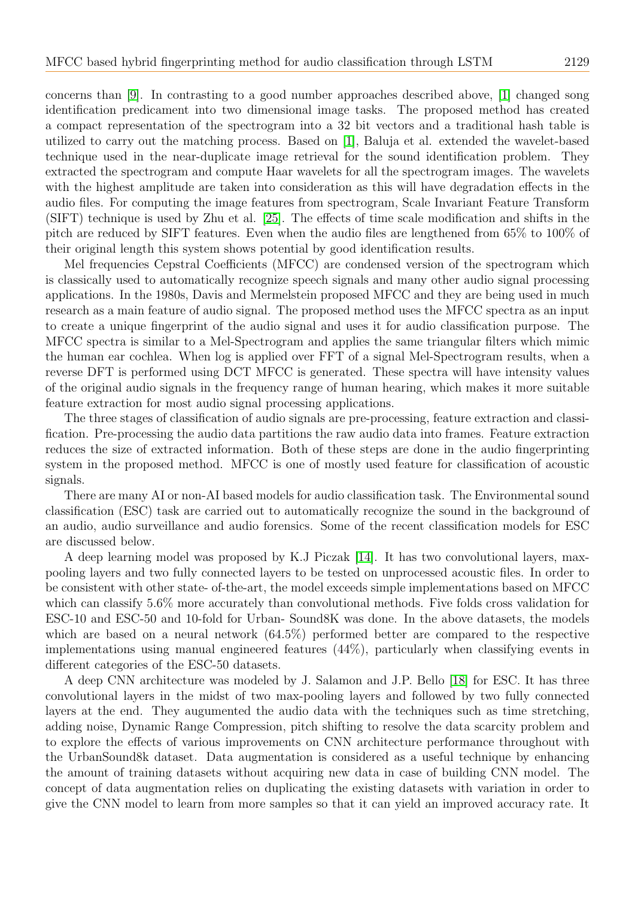concerns than [9]. In contrasting to a good number approaches described above, [1] changed song identification predicament into two dimensional image tasks. The proposed method has created a compact representation of the spectrogram into a 32 bit vectors and a traditional hash table is utilized to carry out the matching process. Based on [1], Baluja et al. extended the wavelet-based technique used in the near-duplicate image retrieval for the sound identification problem. They extracted the spectrogram and compute Haar wavelets for all the spectrogram images. The wavelets with the highest amplitude are taken into consideration as this will have degradation effects in the audio files. For computing the image features from spectrogram, Scale Invariant Feature Transform (SIFT) technique is used by Zhu et al. [25]. The effects of time scale modification and shifts in the pitch are reduced by SIFT features. Even when the audio files are lengthened from 65% to 100% of their original length this system shows potential by good identification results.

Mel frequencies Cepstral Coefficients (MFCC) are condensed version of the spectrogram which is classically used to automatically recognize speech signals and many other audio signal processing applications. In the 1980s, Davis and Mermelstein proposed MFCC and they are being used in much research as a main feature of audio signal. The proposed method uses the MFCC spectra as an input to create a unique fingerprint of the audio signal and uses it for audio classification purpose. The MFCC spectra is similar to a Mel-Spectrogram and applies the same triangular filters which mimic the human ear cochlea. When log is applied over FFT of a signal Mel-Spectrogram results, when a reverse DFT is performed using DCT MFCC is generated. These spectra will have intensity values of the original audio signals in the frequency range of human hearing, which makes it more suitable feature extraction for most audio signal processing applications.

The three stages of classification of audio signals are pre-processing, feature extraction and classification. Pre-processing the audio data partitions the raw audio data into frames. Feature extraction reduces the size of extracted information. Both of these steps are done in the audio fingerprinting system in the proposed method. MFCC is one of mostly used feature for classification of acoustic signals.

There are many AI or non-AI based models for audio classification task. The Environmental sound classification (ESC) task are carried out to automatically recognize the sound in the background of an audio, audio surveillance and audio forensics. Some of the recent classification models for ESC are discussed below.

A deep learning model was proposed by K.J Piczak [14]. It has two convolutional layers, max-pooling layers and two fully connected layers to be tested on unprocessed acoustic files. In order to be consistent with other state- of-the-art, the model exceeds simple implementations based on MFCC which can classify 5.6% more accurately than convolutional methods. Five folds cross validation for ESC-10 and ESC-50 and 10-fold for Urban- Sound8K was done. In the above datasets, the models which are based on a neural network (64.5%) performed better are compared to the respective implementations using manual engineered features (44%), particularly when classifying events in different categories of the ESC-50 datasets.

A deep CNN architecture was modeled by J. Salamon and J.P. Bello [18] for ESC. It has three convolutional layers in the midst of two max-pooling layers and followed by two fully connected layers at the end. They augumented the audio data with the techniques such as time stretching, adding noise, Dynamic Range Compression, pitch shifting to resolve the data scarcity problem and to explore the effects of various improvements on CNN architecture performance throughout with the UrbanSound8k dataset. Data augmentation is considered as a useful technique by enhancing the amount of training datasets without acquiring new data in case of building CNN model. The concept of data augmentation relies on duplicating the existing datasets with variation in order to give the CNN model to learn from more samples so that it can yield an improved accuracy rate. It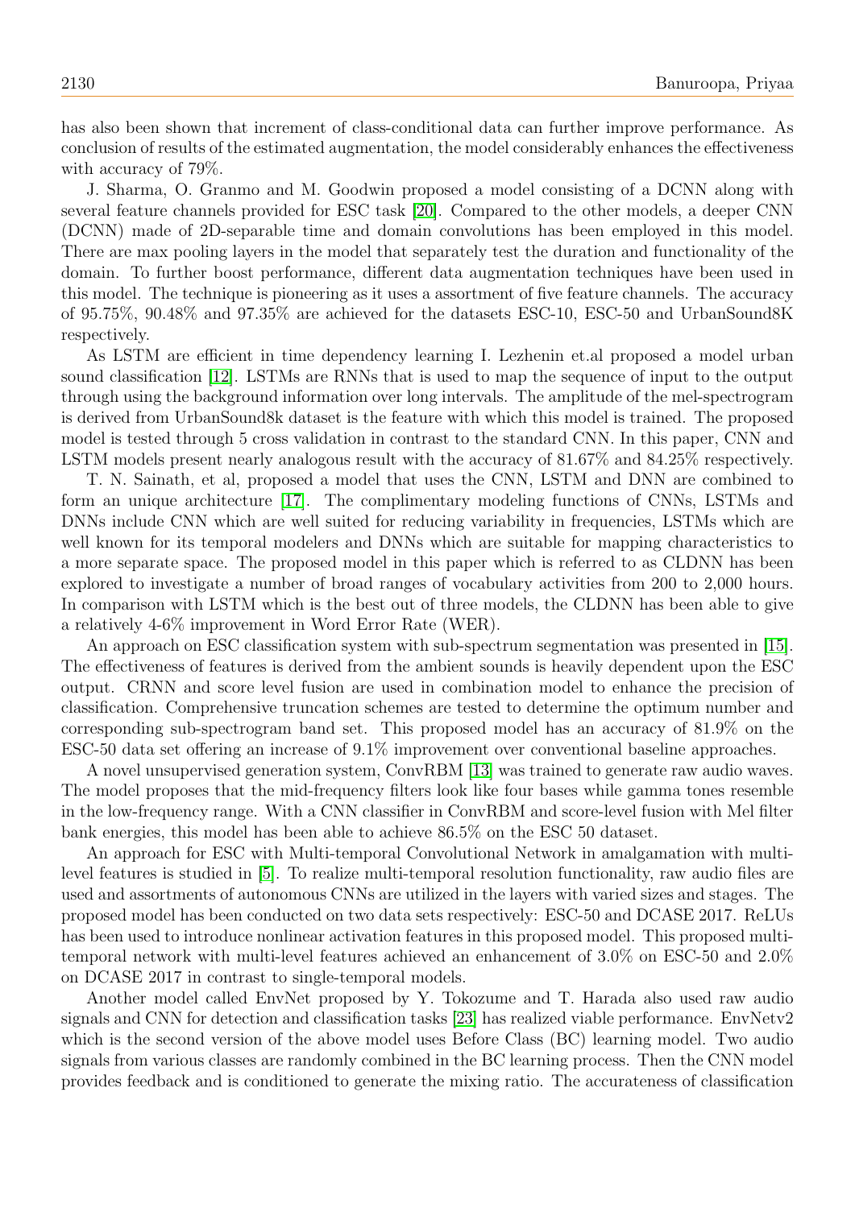has also been shown that increment of class-conditional data can further improve performance. As conclusion of results of the estimated augmentation, the model considerably enhances the effectiveness with accuracy of 79%.

J. Sharma, O. Granmo and M. Goodwin proposed a model consisting of a DCNN along with several feature channels provided for ESC task [20]. Compared to the other models, a deeper CNN (DCNN) made of 2D-separable time and domain convolutions has been employed in this model. There are max pooling layers in the model that separately test the duration and functionality of the domain. To further boost performance, different data augmentation techniques have been used in this model. The technique is pioneering as it uses a assortment of five feature channels. The accuracy of 95.75%, 90.48% and 97.35% are achieved for the datasets ESC-10, ESC-50 and UrbanSound8K respectively.

As LSTM are efficient in time dependency learning I. Lezhenin et.al proposed a model urban sound classification [12]. LSTMs are RNNs that is used to map the sequence of input to the output through using the background information over long intervals. The amplitude of the mel-spectrogram is derived from UrbanSound8k dataset is the feature with which this model is trained. The proposed model is tested through 5 cross validation in contrast to the standard CNN. In this paper, CNN and LSTM models present nearly analogous result with the accuracy of 81.67% and 84.25% respectively.

T. N. Sainath, et al, proposed a model that uses the CNN, LSTM and DNN are combined to form an unique architecture [17]. The complimentary modeling functions of CNNs, LSTMs and DNNs include CNN which are well suited for reducing variability in frequencies, LSTMs which are well known for its temporal modelers and DNNs which are suitable for mapping characteristics to a more separate space. The proposed model in this paper which is referred to as CLDNN has been explored to investigate a number of broad ranges of vocabulary activities from 200 to 2,000 hours. In comparison with LSTM which is the best out of three models, the CLDNN has been able to give a relatively 4-6% improvement in Word Error Rate (WER).

An approach on ESC classification system with sub-spectrum segmentation was presented in [15]. The effectiveness of features is derived from the ambient sounds is heavily dependent upon the ESC output. CRNN and score level fusion are used in combination model to enhance the precision of classification. Comprehensive truncation schemes are tested to determine the optimum number and corresponding sub-spectrogram band set. This proposed model has an accuracy of 81.9% on the ESC-50 data set offering an increase of 9.1% improvement over conventional baseline approaches.

A novel unsupervised generation system, ConvRBM [13] was trained to generate raw audio waves. The model proposes that the mid-frequency filters look like four bases while gamma tones resemble in the low-frequency range. With a CNN classifier in ConvRBM and score-level fusion with Mel filter bank energies, this model has been able to achieve 86.5% on the ESC 50 dataset.

An approach for ESC with Multi-temporal Convolutional Network in amalgamation with multi-level features is studied in [5]. To realize multi-temporal resolution functionality, raw audio files are used and assortments of autonomous CNNs are utilized in the layers with varied sizes and stages. The proposed model has been conducted on two data sets respectively: ESC-50 and DCASE 2017. ReLUs has been used to introduce nonlinear activation features in this proposed model. This proposed multi-temporal network with multi-level features achieved an enhancement of 3.0% on ESC-50 and 2.0% on DCASE 2017 in contrast to single-temporal models.

Another model called EnvNet proposed by Y. Tokozume and T. Harada also used raw audio signals and CNN for detection and classification tasks [23] has realized viable performance. EnvNetv2 which is the second version of the above model uses Before Class (BC) learning model. Two audio signals from various classes are randomly combined in the BC learning process. Then the CNN model provides feedback and is conditioned to generate the mixing ratio. The accurateness of classification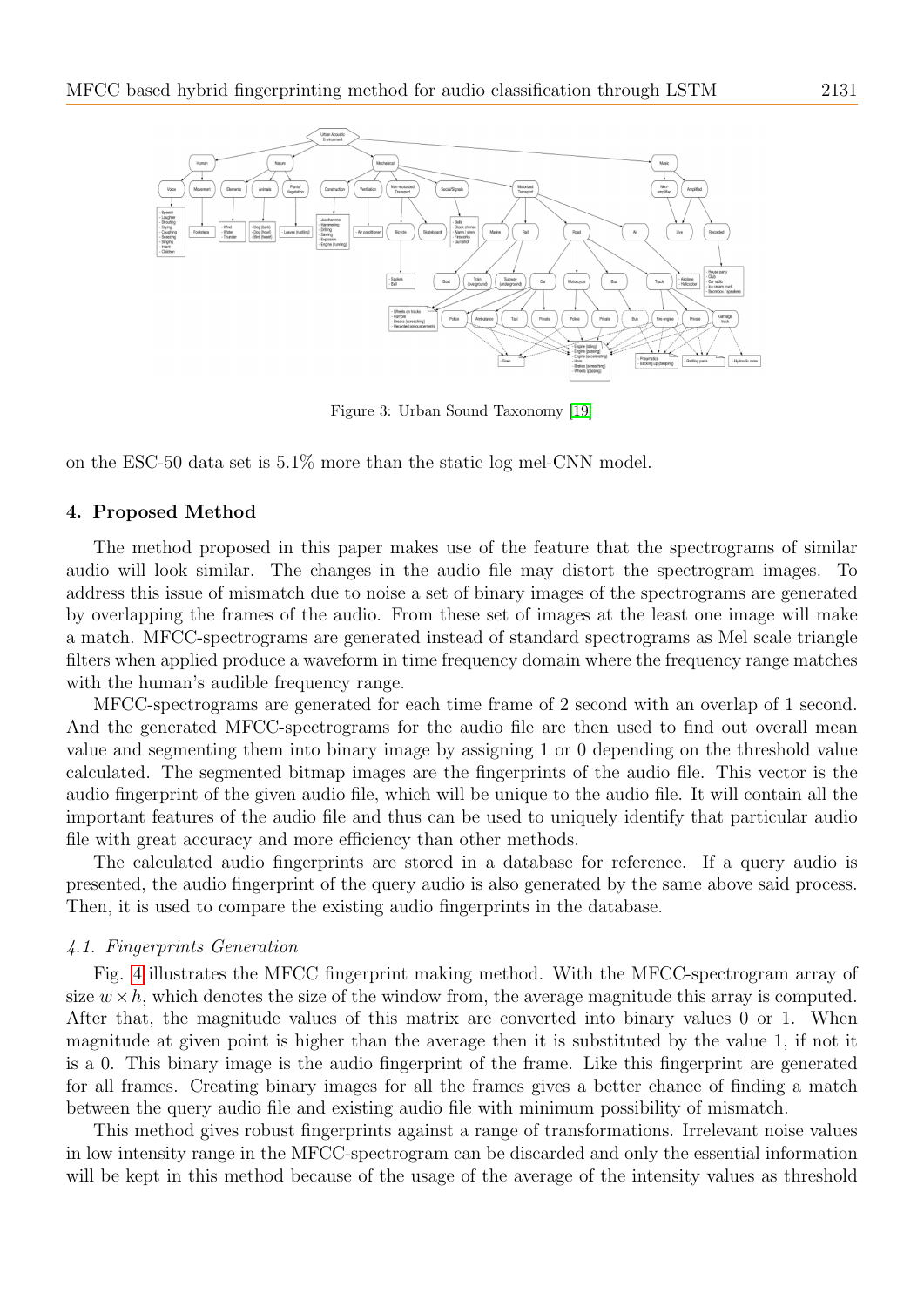Figure 3: Urban Sound Taxonomy [19]

on the ESC-50 data set is 5.1% more than the static log mel-CNN model.

## 4. Proposed Method

The method proposed in this paper makes use of the feature that the spectrograms of similar audio will look similar. The changes in the audio file may distort the spectrogram images. To address this issue of mismatch due to noise a set of binary images of the spectrograms are generated by overlapping the frames of the audio. From these set of images at the least one image will make a match. MFCC-spectrograms are generated instead of standard spectrograms as Mel scale triangle filters when applied produce a waveform in time frequency domain where the frequency range matches with the human's audible frequency range.

MFCC-spectrograms are generated for each time frame of 2 second with an overlap of 1 second. And the generated MFCC-spectrograms for the audio file are then used to find out overall mean value and segmenting them into binary image by assigning 1 or 0 depending on the threshold value calculated. The segmented bitmap images are the fingerprints of the audio file. This vector is the audio fingerprint of the given audio file, which will be unique to the audio file. It will contain all the important features of the audio file and thus can be used to uniquely identify that particular audio file with great accuracy and more efficiency than other methods.

The calculated audio fingerprints are stored in a database for reference. If a query audio is presented, the audio fingerprint of the query audio is also generated by the same above said process. Then, it is used to compare the existing audio fingerprints in the database.

### *4.1. Fingerprints Generation*

Fig. 4 illustrates the MFCC fingerprint making method. With the MFCC-spectrogram array of size $w \times h$, which denotes the size of the window from, the average magnitude this array is computed. After that, the magnitude values of this matrix are converted into binary values 0 or 1. When magnitude at given point is higher than the average then it is substituted by the value 1, if not it is a 0. This binary image is the audio fingerprint of the frame. Like this fingerprint are generated for all frames. Creating binary images for all the frames gives a better chance of finding a match between the query audio file and existing audio file with minimum possibility of mismatch.

This method gives robust fingerprints against a range of transformations. Irrelevant noise values in low intensity range in the MFCC-spectrogram can be discarded and only the essential information will be kept in this method because of the usage of the average of the intensity values as threshold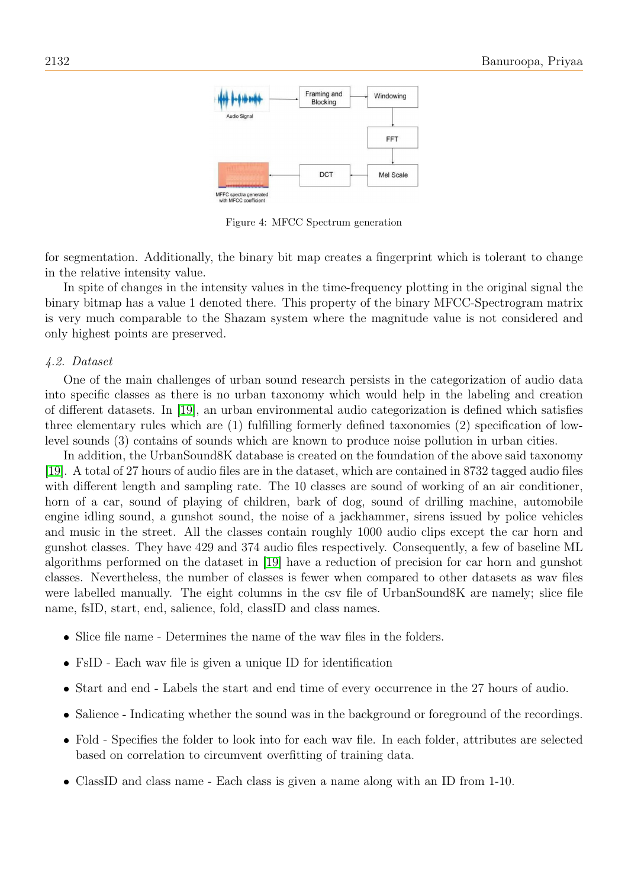Figure 4: MFCC Spectrum generation

for segmentation. Additionally, the binary bit map creates a fingerprint which is tolerant to change in the relative intensity value.

In spite of changes in the intensity values in the time-frequency plotting in the original signal the binary bitmap has a value 1 denoted there. This property of the binary MFCC-Spectrogram matrix is very much comparable to the Shazam system where the magnitude value is not considered and only highest points are preserved.

### *4.2. Dataset*

One of the main challenges of urban sound research persists in the categorization of audio data into specific classes as there is no urban taxonomy which would help in the labeling and creation of different datasets. In [19], an urban environmental audio categorization is defined which satisfies three elementary rules which are (1) fulfilling formerly defined taxonomies (2) specification of low-level sounds (3) contains of sounds which are known to produce noise pollution in urban cities.

In addition, the UrbanSound8K database is created on the foundation of the above said taxonomy [19]. A total of 27 hours of audio files are in the dataset, which are contained in 8732 tagged audio files with different length and sampling rate. The 10 classes are sound of working of an air conditioner, horn of a car, sound of playing of children, bark of dog, sound of drilling machine, automobile engine idling sound, a gunshot sound, the noise of a jackhammer, sirens issued by police vehicles and music in the street. All the classes contain roughly 1000 audio clips except the car horn and gunshot classes. They have 429 and 374 audio files respectively. Consequently, a few of baseline ML algorithms performed on the dataset in [19] have a reduction of precision for car horn and gunshot classes. Nevertheless, the number of classes is fewer when compared to other datasets as wav files were labelled manually. The eight columns in the csv file of UrbanSound8K are namely; slice file name, fsID, start, end, salience, fold, classID and class names.

- Slice file name - Determines the name of the wav files in the folders.
- FsID - Each wav file is given a unique ID for identification
- Start and end - Labels the start and end time of every occurrence in the 27 hours of audio.
- Salience - Indicating whether the sound was in the background or foreground of the recordings.
- Fold - Specifies the folder to look into for each wav file. In each folder, attributes are selected based on correlation to circumvent overfitting of training data.
- ClassID and class name - Each class is given a name along with an ID from 1-10.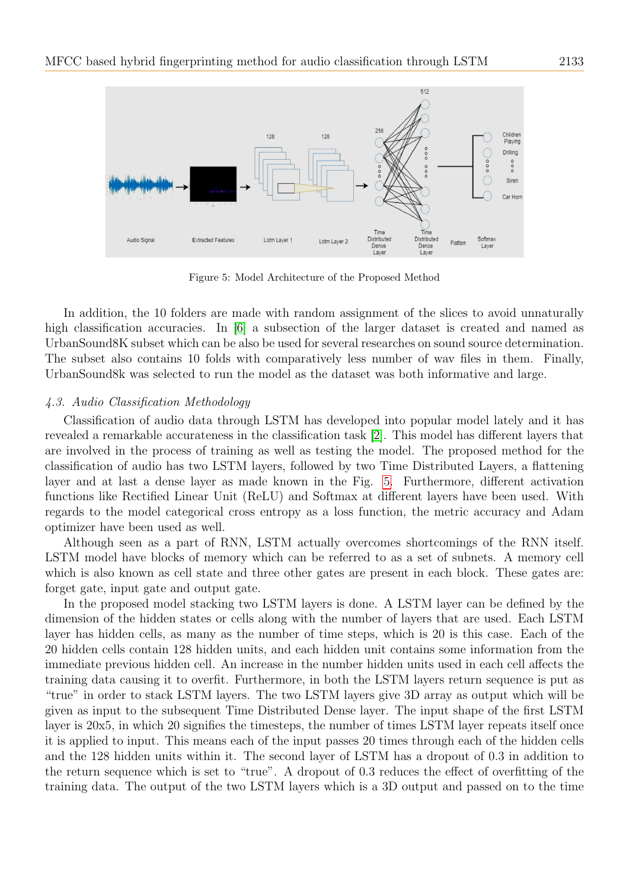Figure 5: Model Architecture of the Proposed Method

In addition, the 10 folders are made with random assignment of the slices to avoid unnaturally high classification accuracies. In [6] a subsection of the larger dataset is created and named as UrbanSound8K subset which can be also be used for several researches on sound source determination. The subset also contains 10 folds with comparatively less number of wav files in them. Finally, UrbanSound8k was selected to run the model as the dataset was both informative and large.

### *4.3. Audio Classification Methodology*

Classification of audio data through LSTM has developed into popular model lately and it has revealed a remarkable accurateness in the classification task [2]. This model has different layers that are involved in the process of training as well as testing the model. The proposed method for the classification of audio has two LSTM layers, followed by two Time Distributed Layers, a flattening layer and at last a dense layer as made known in the Fig. 5. Furthermore, different activation functions like Rectified Linear Unit (ReLU) and Softmax at different layers have been used. With regards to the model categorical cross entropy as a loss function, the metric accuracy and Adam optimizer have been used as well.

Although seen as a part of RNN, LSTM actually overcomes shortcomings of the RNN itself. LSTM model have blocks of memory which can be referred to as a set of subnets. A memory cell which is also known as cell state and three other gates are present in each block. These gates are: forget gate, input gate and output gate.

In the proposed model stacking two LSTM layers is done. A LSTM layer can be defined by the dimension of the hidden states or cells along with the number of layers that are used. Each LSTM layer has hidden cells, as many as the number of time steps, which is 20 is this case. Each of the 20 hidden cells contain 128 hidden units, and each hidden unit contains some information from the immediate previous hidden cell. An increase in the number hidden units used in each cell affects the training data causing it to overfit. Furthermore, in both the LSTM layers return sequence is put as "true" in order to stack LSTM layers. The two LSTM layers give 3D array as output which will be given as input to the subsequent Time Distributed Dense layer. The input shape of the first LSTM layer is 20x5, in which 20 signifies the timesteps, the number of times LSTM layer repeats itself once it is applied to input. This means each of the input passes 20 times through each of the hidden cells and the 128 hidden units within it. The second layer of LSTM has a dropout of 0.3 in addition to the return sequence which is set to "true". A dropout of 0.3 reduces the effect of overfitting of the training data. The output of the two LSTM layers which is a 3D output and passed on to the time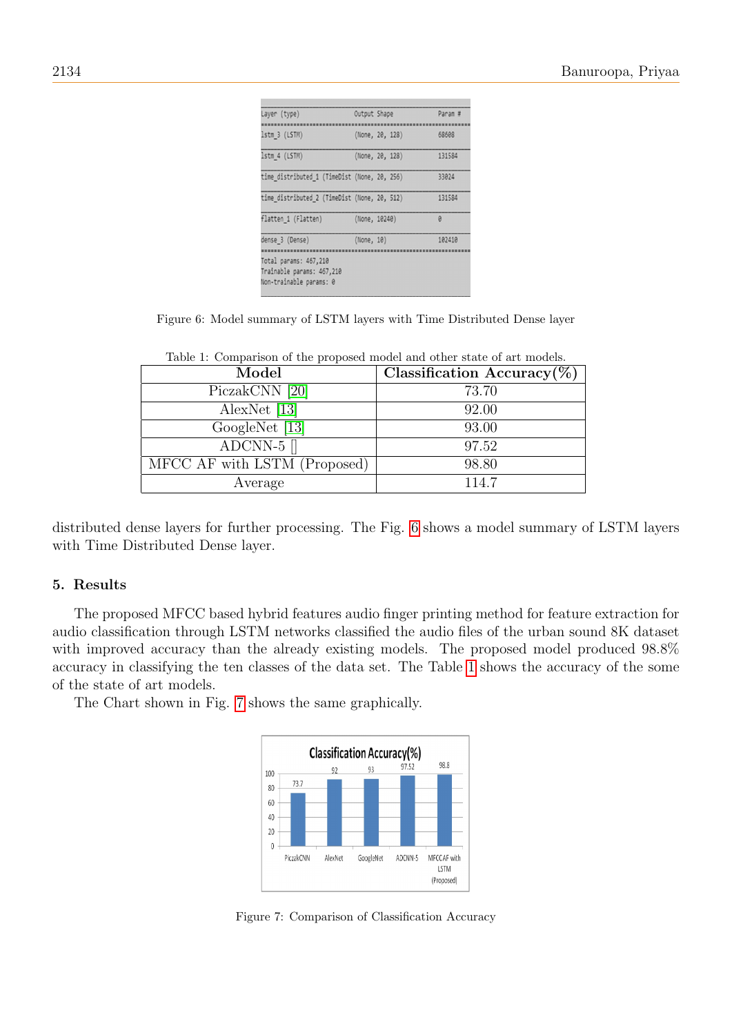| Layer (type) | Output Shape | Param # |
|---|---|---|
| lstm_3 (LSTM) | (None, 20, 128) | 68608 |
| lstm_4 (LSTM) | (None, 20, 128) | 131584 |
| time_distributed_1 (TimeDist | (None, 20, 256) | 33024 |
| time_distributed_2 (TimeDist | (None, 20, 512) | 131584 |
| flatten_1 (Flatten) | (None, 10240) | 0 |
| dense_3 (Dense) | (None, 10) | 102410 |

Total params: 467,210
Trainable params: 467,210
Non-trainable params: 0

Figure 6: Model summary of LSTM layers with Time Distributed Dense layer

Table 1: Comparison of the proposed model and other state of art models.

| Model | Classification Accuracy(%) |
|---|---|
| PiczakCNN [20] | 73.70 |
| AlexNet [13] | 92.00 |
| GoogleNet [13] | 93.00 |
| ADCNN-5 [] | 97.52 |
| MFCC AF with LSTM (Proposed) | 98.80 |
| Average | 114.7 |

distributed dense layers for further processing. The Fig. 6 shows a model summary of LSTM layers with Time Distributed Dense layer.

## 5. Results

The proposed MFCC based hybrid features audio finger printing method for feature extraction for audio classification through LSTM networks classified the audio files of the urban sound 8K dataset with improved accuracy than the already existing models. The proposed model produced 98.8% accuracy in classifying the ten classes of the data set. The Table 1 shows the accuracy of the some of the state of art models.

The Chart shown in Fig. 7 shows the same graphically.

Figure 7: Comparison of Classification Accuracy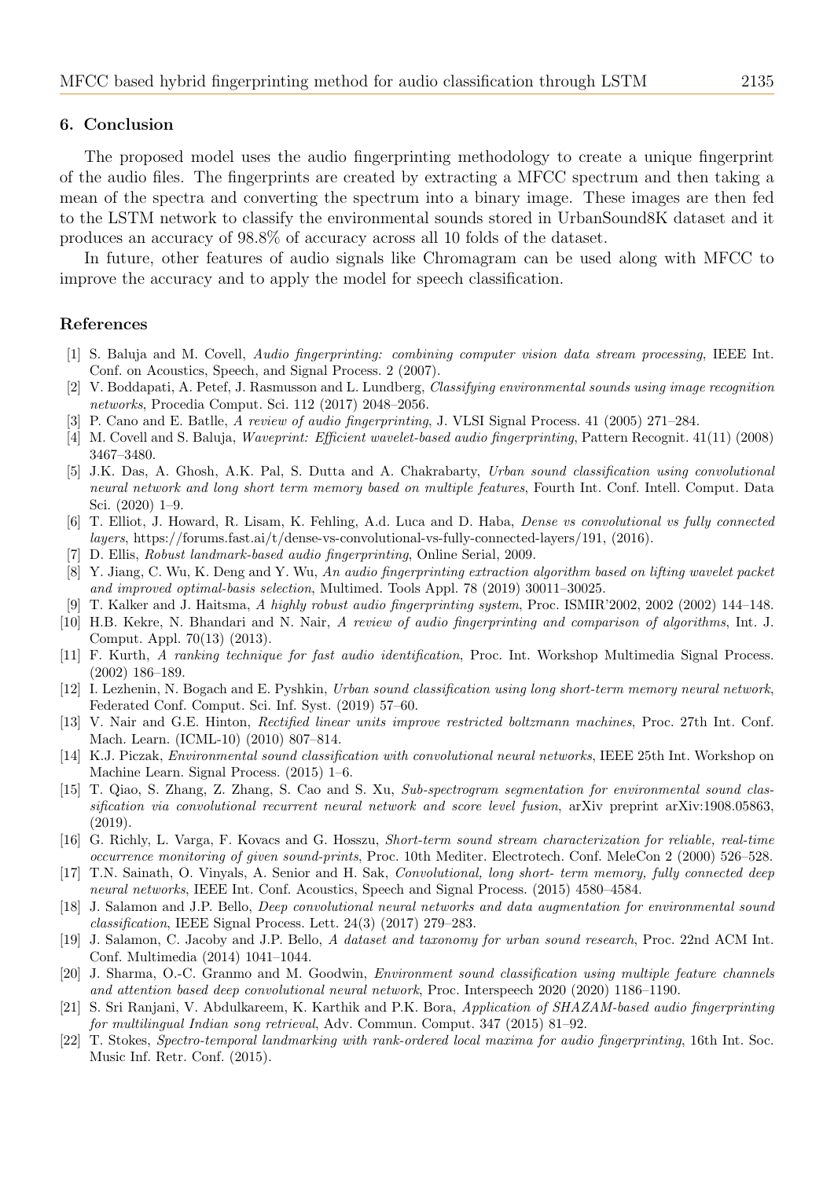## 6. Conclusion

The proposed model uses the audio fingerprinting methodology to create a unique fingerprint of the audio files. The fingerprints are created by extracting a MFCC spectrum and then taking a mean of the spectra and converting the spectrum into a binary image. These images are then fed to the LSTM network to classify the environmental sounds stored in UrbanSound8K dataset and it produces an accuracy of 98.8% of accuracy across all 10 folds of the dataset.

In future, other features of audio signals like Chromagram can be used along with MFCC to improve the accuracy and to apply the model for speech classification.

## References

[1] S. Baluja and M. Covell, *Audio fingerprinting: combining computer vision data stream processing*, IEEE Int. Conf. on Acoustics, Speech, and Signal Process. 2 (2007).

[2] V. Boddapati, A. Petef, J. Rasmusson and L. Lundberg, *Classifying environmental sounds using image recognition networks*, Procedia Comput. Sci. 112 (2017) 2048–2056.

[3] P. Cano and E. Batlle, *A review of audio fingerprinting*, J. VLSI Signal Process. 41 (2005) 271–284.

[4] M. Covell and S. Baluja, *Waveprint: Efficient wavelet-based audio fingerprinting*, Pattern Recognit. 41(11) (2008) 3467–3480.

[5] J.K. Das, A. Ghosh, A.K. Pal, S. Dutta and A. Chakrabarty, *Urban sound classification using convolutional neural network and long short term memory based on multiple features*, Fourth Int. Conf. Intell. Comput. Data Sci. (2020) 1–9.

[6] T. Elliot, J. Howard, R. Lisam, K. Fehling, A.d. Luca and D. Haba, *Dense vs convolutional vs fully connected layers*, https://forums.fast.ai/t/dense-vs-convolutional-vs-fully-connected-layers/191, (2016).

[7] D. Ellis, *Robust landmark-based audio fingerprinting*, Online Serial, 2009.

[8] Y. Jiang, C. Wu, K. Deng and Y. Wu, *An audio fingerprinting extraction algorithm based on lifting wavelet packet and improved optimal-basis selection*, Multimed. Tools Appl. 78 (2019) 30011–30025.

[9] T. Kalker and J. Haitsma, *A highly robust audio fingerprinting system*, Proc. ISMIR'2002, 2002 (2002) 144–148.

[10] H.B. Kekre, N. Bhandari and N. Nair, *A review of audio fingerprinting and comparison of algorithms*, Int. J. Comput. Appl. 70(13) (2013).

[11] F. Kurth, *A ranking technique for fast audio identification*, Proc. Int. Workshop Multimedia Signal Process. (2002) 186–189.

[12] I. Lezhenin, N. Bogach and E. Pyshkin, *Urban sound classification using long short-term memory neural network*, Federated Conf. Comput. Sci. Inf. Syst. (2019) 57–60.

[13] V. Nair and G.E. Hinton, *Rectified linear units improve restricted boltzmann machines*, Proc. 27th Int. Conf. Mach. Learn. (ICML-10) (2010) 807–814.

[14] K.J. Piczak, *Environmental sound classification with convolutional neural networks*, IEEE 25th Int. Workshop on Machine Learn. Signal Process. (2015) 1–6.

[15] T. Qiao, S. Zhang, Z. Zhang, S. Cao and S. Xu, *Sub-spectrogram segmentation for environmental sound classification via convolutional recurrent neural network and score level fusion*, arXiv preprint arXiv:1908.05863, (2019).

[16] G. Richly, L. Varga, F. Kovacs and G. Hosszu, *Short-term sound stream characterization for reliable, real-time occurrence monitoring of given sound-prints*, Proc. 10th Mediter. Electrotech. Conf. MeleCon 2 (2000) 526–528.

[17] T.N. Sainath, O. Vinyals, A. Senior and H. Sak, *Convolutional, long short- term memory, fully connected deep neural networks*, IEEE Int. Conf. Acoustics, Speech and Signal Process. (2015) 4580–4584.

[18] J. Salamon and J.P. Bello, *Deep convolutional neural networks and data augmentation for environmental sound classification*, IEEE Signal Process. Lett. 24(3) (2017) 279–283.

[19] J. Salamon, C. Jacoby and J.P. Bello, *A dataset and taxonomy for urban sound research*, Proc. 22nd ACM Int. Conf. Multimedia (2014) 1041–1044.

[20] J. Sharma, O.-C. Granmo and M. Goodwin, *Environment sound classification using multiple feature channels and attention based deep convolutional neural network*, Proc. Interspeech 2020 (2020) 1186–1190.

[21] S. Sri Ranjani, V. Abdulkareem, K. Karthik and P.K. Bora, *Application of SHAZAM-based audio fingerprinting for multilingual Indian song retrieval*, Adv. Commun. Comput. 347 (2015) 81–92.

[22] T. Stokes, *Spectro-temporal landmarking with rank-ordered local maxima for audio fingerprinting*, 16th Int. Soc. Music Inf. Retr. Conf. (2015).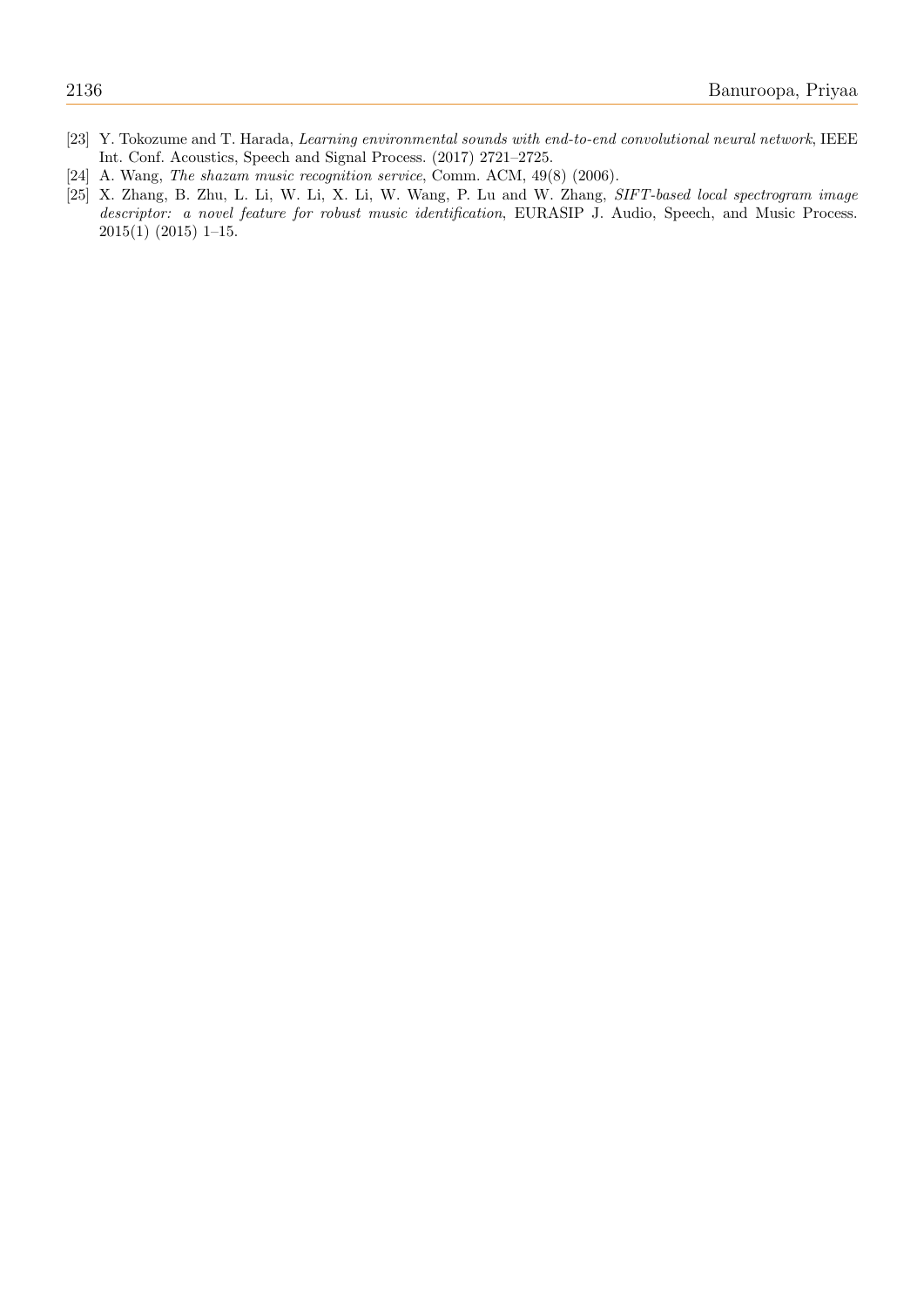[23] Y. Tokozume and T. Harada, *Learning environmental sounds with end-to-end convolutional neural network*, IEEE Int. Conf. Acoustics, Speech and Signal Process. (2017) 2721–2725.

[24] A. Wang, *The shazam music recognition service*, Comm. ACM, 49(8) (2006).

[25] X. Zhang, B. Zhu, L. Li, W. Li, X. Li, W. Wang, P. Lu and W. Zhang, *SIFT-based local spectrogram image descriptor: a novel feature for robust music identification*, EURASIP J. Audio, Speech, and Music Process. 2015(1) (2015) 1–15.